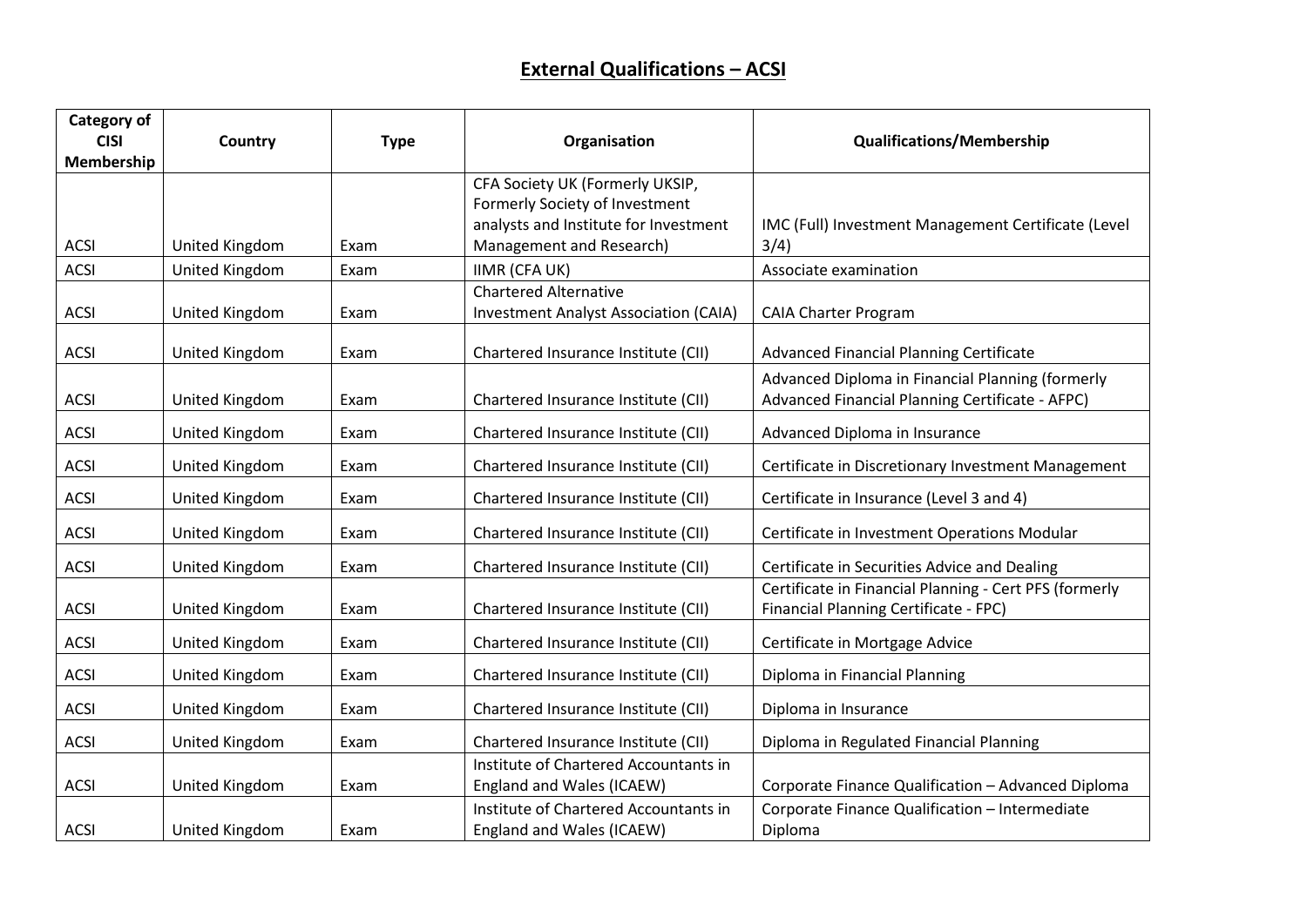# External Qualifications – ACSI

| Category of CISI Membership | Country | Type | Organisation | Qualifications/Membership |
|---|---|---|---|---|
| ACSI | United Kingdom | Exam | CFA Society UK (Formerly UKSIP, Formerly Society of Investment analysts and Institute for Investment Management and Research) | IMC (Full) Investment Management Certificate (Level 3/4) |
| ACSI | United Kingdom | Exam | IIMR (CFA UK) | Associate examination |
| ACSI | United Kingdom | Exam | Chartered Alternative Investment Analyst Association (CAIA) | CAIA Charter Program |
| ACSI | United Kingdom | Exam | Chartered Insurance Institute (CII) | Advanced Financial Planning Certificate |
| ACSI | United Kingdom | Exam | Chartered Insurance Institute (CII) | Advanced Diploma in Financial Planning (formerly Advanced Financial Planning Certificate - AFPC) |
| ACSI | United Kingdom | Exam | Chartered Insurance Institute (CII) | Advanced Diploma in Insurance |
| ACSI | United Kingdom | Exam | Chartered Insurance Institute (CII) | Certificate in Discretionary Investment Management |
| ACSI | United Kingdom | Exam | Chartered Insurance Institute (CII) | Certificate in Insurance (Level 3 and 4) |
| ACSI | United Kingdom | Exam | Chartered Insurance Institute (CII) | Certificate in Investment Operations Modular |
| ACSI | United Kingdom | Exam | Chartered Insurance Institute (CII) | Certificate in Securities Advice and Dealing |
| ACSI | United Kingdom | Exam | Chartered Insurance Institute (CII) | Certificate in Financial Planning - Cert PFS (formerly Financial Planning Certificate - FPC) |
| ACSI | United Kingdom | Exam | Chartered Insurance Institute (CII) | Certificate in Mortgage Advice |
| ACSI | United Kingdom | Exam | Chartered Insurance Institute (CII) | Diploma in Financial Planning |
| ACSI | United Kingdom | Exam | Chartered Insurance Institute (CII) | Diploma in Insurance |
| ACSI | United Kingdom | Exam | Chartered Insurance Institute (CII) | Diploma in Regulated Financial Planning |
| ACSI | United Kingdom | Exam | Institute of Chartered Accountants in England and Wales (ICAEW) | Corporate Finance Qualification – Advanced Diploma |
| ACSI | United Kingdom | Exam | Institute of Chartered Accountants in England and Wales (ICAEW) | Corporate Finance Qualification – Intermediate Diploma |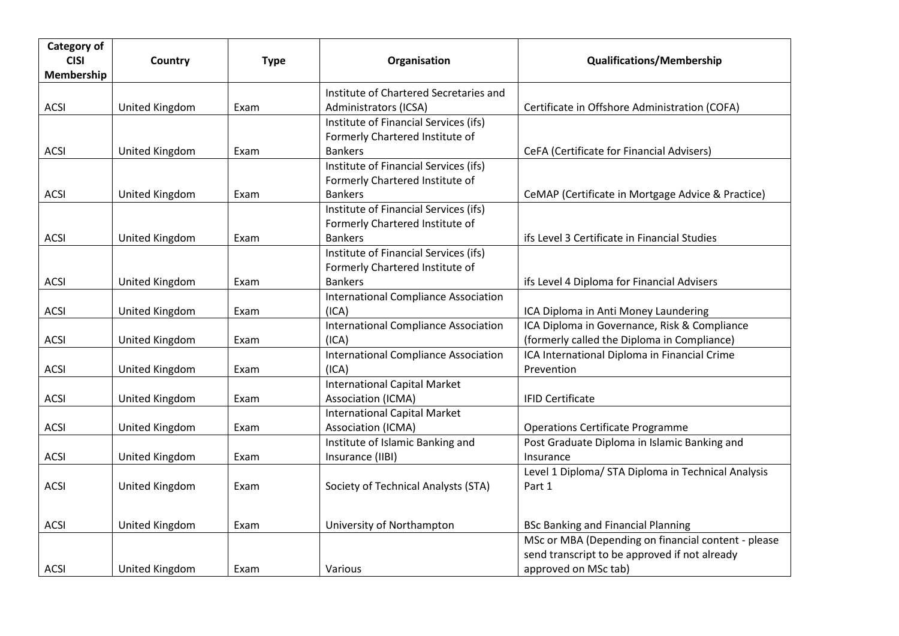| Category of CISI Membership | Country | Type | Organisation | Qualifications/Membership |
|---|---|---|---|---|
| ACSI | United Kingdom | Exam | Institute of Chartered Secretaries and Administrators (ICSA) | Certificate in Offshore Administration (COFA) |
| ACSI | United Kingdom | Exam | Institute of Financial Services (ifs) Formerly Chartered Institute of Bankers | CeFA (Certificate for Financial Advisers) |
| ACSI | United Kingdom | Exam | Institute of Financial Services (ifs) Formerly Chartered Institute of Bankers | CeMAP (Certificate in Mortgage Advice & Practice) |
| ACSI | United Kingdom | Exam | Institute of Financial Services (ifs) Formerly Chartered Institute of Bankers | ifs Level 3 Certificate in Financial Studies |
| ACSI | United Kingdom | Exam | Institute of Financial Services (ifs) Formerly Chartered Institute of Bankers | ifs Level 4 Diploma for Financial Advisers |
| ACSI | United Kingdom | Exam | International Compliance Association (ICA) | ICA Diploma in Anti Money Laundering |
| ACSI | United Kingdom | Exam | International Compliance Association (ICA) | ICA Diploma in Governance, Risk & Compliance (formerly called the Diploma in Compliance) |
| ACSI | United Kingdom | Exam | International Compliance Association (ICA) | ICA International Diploma in Financial Crime Prevention |
| ACSI | United Kingdom | Exam | International Capital Market Association (ICMA) | IFID Certificate |
| ACSI | United Kingdom | Exam | International Capital Market Association (ICMA) | Operations Certificate Programme |
| ACSI | United Kingdom | Exam | Institute of Islamic Banking and Insurance (IIBI) | Post Graduate Diploma in Islamic Banking and Insurance |
| ACSI | United Kingdom | Exam | Society of Technical Analysts (STA) | Level 1 Diploma/ STA Diploma in Technical Analysis Part 1 |
| ACSI | United Kingdom | Exam | University of Northampton | BSc Banking and Financial Planning |
| ACSI | United Kingdom | Exam | Various | MSc or MBA (Depending on financial content - please send transcript to be approved if not already approved on MSc tab) |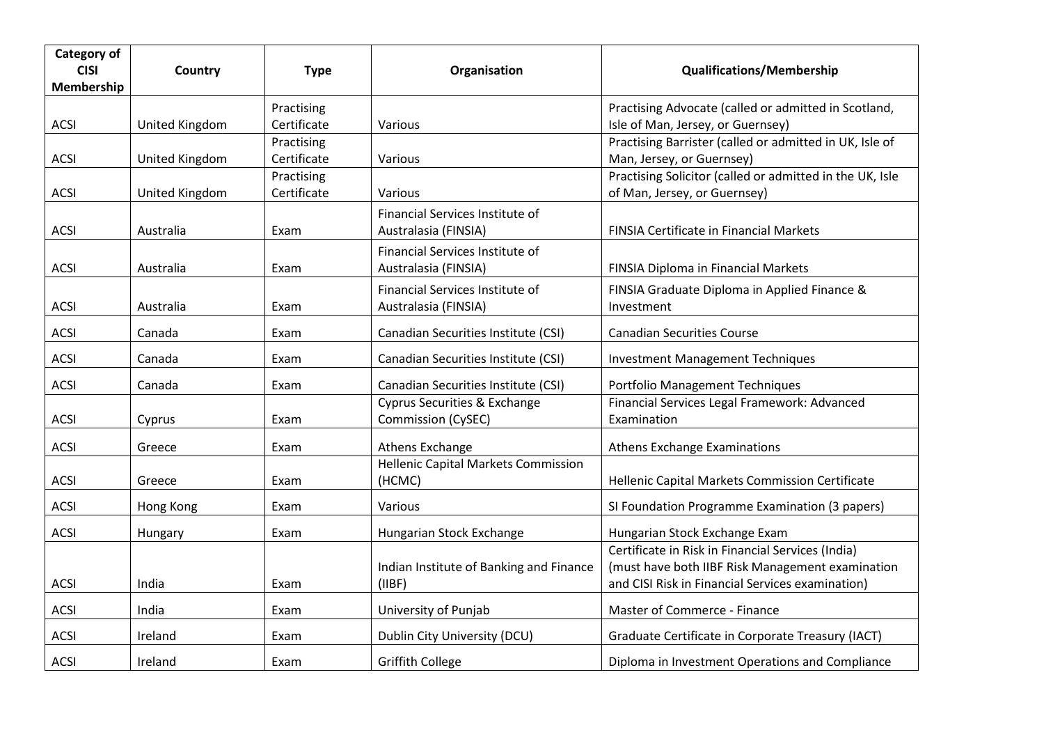| Category of CISI Membership | Country | Type | Organisation | Qualifications/Membership |
|---|---|---|---|---|
| ACSI | United Kingdom | Practising Certificate | Various | Practising Advocate (called or admitted in Scotland, Isle of Man, Jersey, or Guernsey) |
| ACSI | United Kingdom | Practising Certificate | Various | Practising Barrister (called or admitted in UK, Isle of Man, Jersey, or Guernsey) |
| ACSI | United Kingdom | Practising Certificate | Various | Practising Solicitor (called or admitted in the UK, Isle of Man, Jersey, or Guernsey) |
| ACSI | Australia | Exam | Financial Services Institute of Australasia (FINSIA) | FINSIA Certificate in Financial Markets |
| ACSI | Australia | Exam | Financial Services Institute of Australasia (FINSIA) | FINSIA Diploma in Financial Markets |
| ACSI | Australia | Exam | Financial Services Institute of Australasia (FINSIA) | FINSIA Graduate Diploma in Applied Finance & Investment |
| ACSI | Canada | Exam | Canadian Securities Institute (CSI) | Canadian Securities Course |
| ACSI | Canada | Exam | Canadian Securities Institute (CSI) | Investment Management Techniques |
| ACSI | Canada | Exam | Canadian Securities Institute (CSI) | Portfolio Management Techniques |
| ACSI | Cyprus | Exam | Cyprus Securities & Exchange Commission (CySEC) | Financial Services Legal Framework: Advanced Examination |
| ACSI | Greece | Exam | Athens Exchange | Athens Exchange Examinations |
| ACSI | Greece | Exam | Hellenic Capital Markets Commission (HCMC) | Hellenic Capital Markets Commission Certificate |
| ACSI | Hong Kong | Exam | Various | SI Foundation Programme Examination (3 papers) |
| ACSI | Hungary | Exam | Hungarian Stock Exchange | Hungarian Stock Exchange Exam |
| ACSI | India | Exam | Indian Institute of Banking and Finance (IIBF) | Certificate in Risk in Financial Services (India) (must have both IIBF Risk Management examination and CISI Risk in Financial Services examination) |
| ACSI | India | Exam | University of Punjab | Master of Commerce - Finance |
| ACSI | Ireland | Exam | Dublin City University (DCU) | Graduate Certificate in Corporate Treasury (IACT) |
| ACSI | Ireland | Exam | Griffith College | Diploma in Investment Operations and Compliance |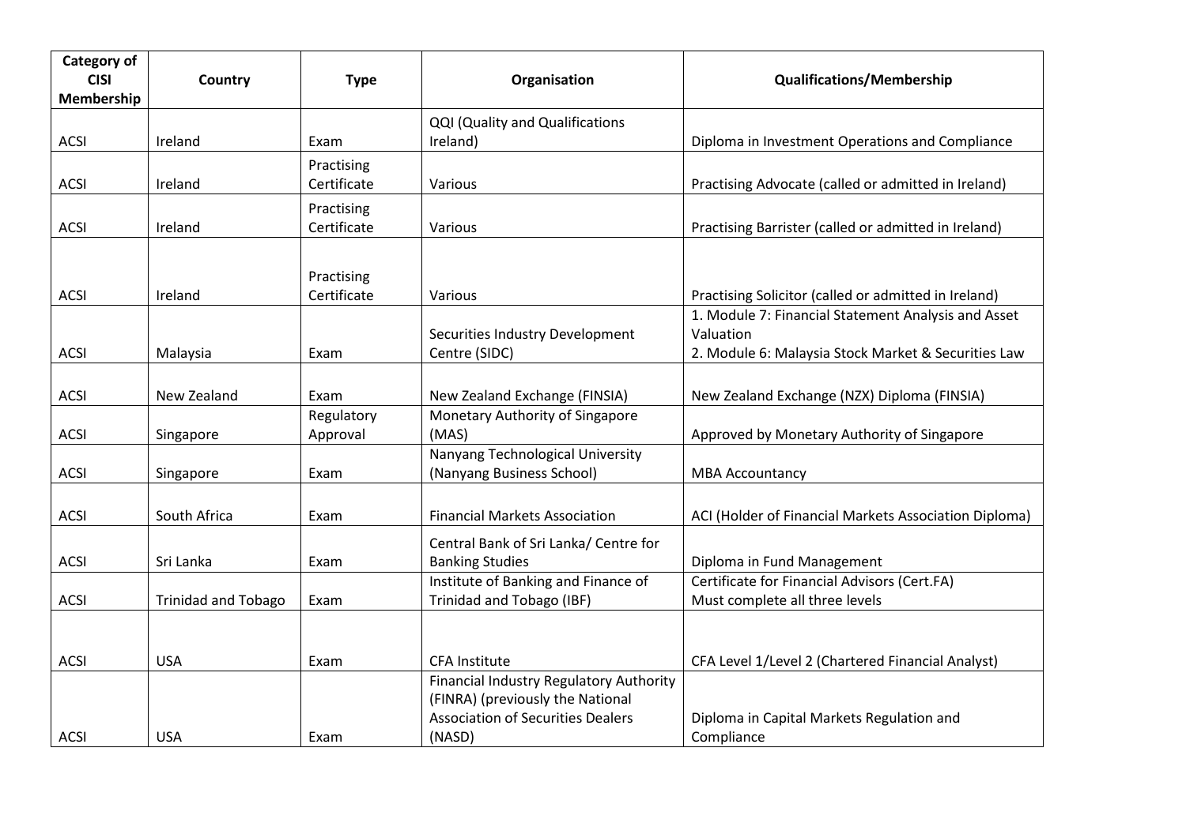| Category of CISI Membership | Country | Type | Organisation | Qualifications/Membership |
|---|---|---|---|---|
| ACSI | Ireland | Exam | QQI (Quality and Qualifications Ireland) | Diploma in Investment Operations and Compliance |
| ACSI | Ireland | Practising Certificate | Various | Practising Advocate (called or admitted in Ireland) |
| ACSI | Ireland | Practising Certificate | Various | Practising Barrister (called or admitted in Ireland) |
| ACSI | Ireland | Practising Certificate | Various | Practising Solicitor (called or admitted in Ireland) |
| ACSI | Malaysia | Exam | Securities Industry Development Centre (SIDC) | 1. Module 7: Financial Statement Analysis and Asset Valuation<br>2. Module 6: Malaysia Stock Market & Securities Law |
| ACSI | New Zealand | Exam | New Zealand Exchange (FINSIA) | New Zealand Exchange (NZX) Diploma (FINSIA) |
| ACSI | Singapore | Regulatory Approval | Monetary Authority of Singapore (MAS) | Approved by Monetary Authority of Singapore |
| ACSI | Singapore | Exam | Nanyang Technological University (Nanyang Business School) | MBA Accountancy |
| ACSI | South Africa | Exam | Financial Markets Association | ACI (Holder of Financial Markets Association Diploma) |
| ACSI | Sri Lanka | Exam | Central Bank of Sri Lanka/ Centre for Banking Studies | Diploma in Fund Management |
| ACSI | Trinidad and Tobago | Exam | Institute of Banking and Finance of Trinidad and Tobago (IBF) | Certificate for Financial Advisors (Cert.FA)<br>Must complete all three levels |
| ACSI | USA | Exam | CFA Institute | CFA Level 1/Level 2 (Chartered Financial Analyst) |
| ACSI | USA | Exam | Financial Industry Regulatory Authority (FINRA) (previously the National Association of Securities Dealers (NASD) | Diploma in Capital Markets Regulation and Compliance |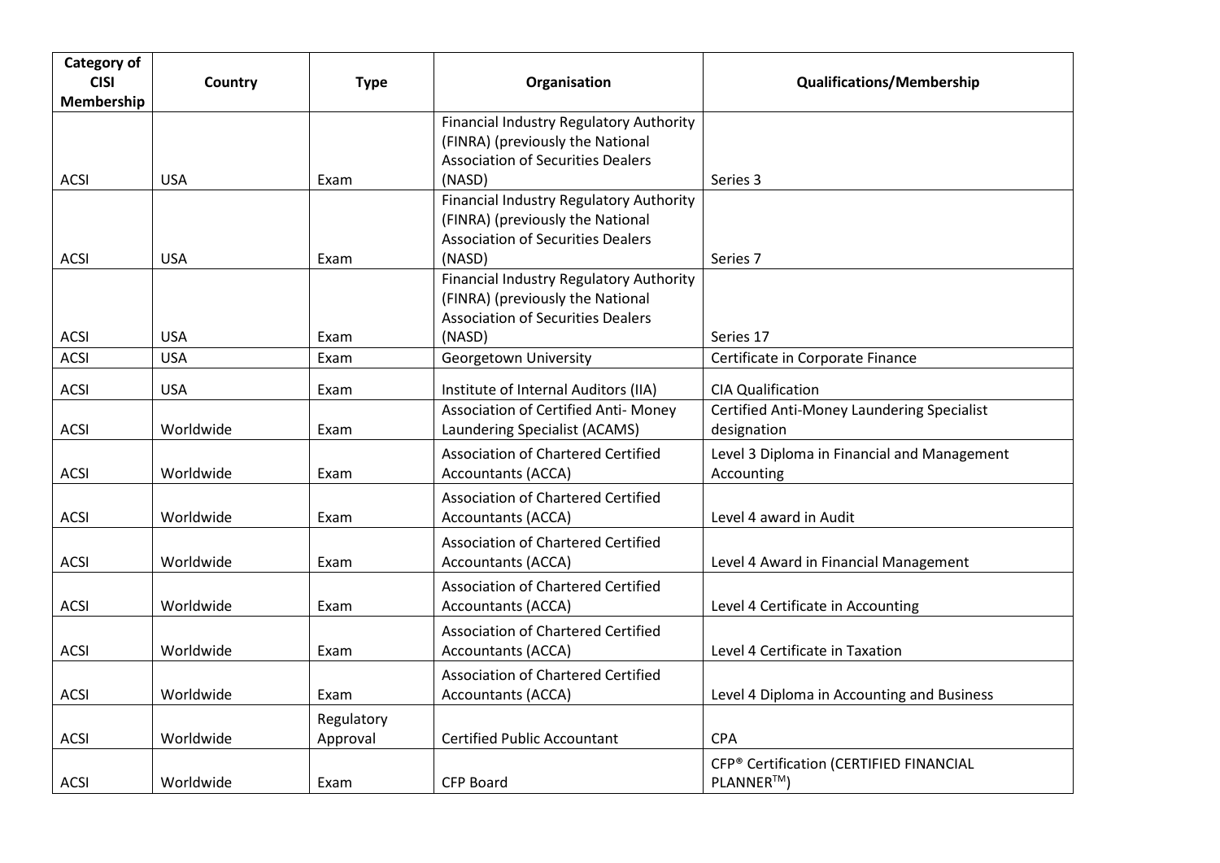| Category of CISI Membership | Country | Type | Organisation | Qualifications/Membership |
| --- | --- | --- | --- | --- |
| ACSI | USA | Exam | Financial Industry Regulatory Authority (FINRA) (previously the National Association of Securities Dealers (NASD) | Series 3 |
| ACSI | USA | Exam | Financial Industry Regulatory Authority (FINRA) (previously the National Association of Securities Dealers (NASD) | Series 7 |
| ACSI | USA | Exam | Financial Industry Regulatory Authority (FINRA) (previously the National Association of Securities Dealers (NASD) | Series 17 |
| ACSI | USA | Exam | Georgetown University | Certificate in Corporate Finance |
| ACSI | USA | Exam | Institute of Internal Auditors (IIA) | CIA Qualification |
| ACSI | Worldwide | Exam | Association of Certified Anti- Money Laundering Specialist (ACAMS) | Certified Anti-Money Laundering Specialist designation |
| ACSI | Worldwide | Exam | Association of Chartered Certified Accountants (ACCA) | Level 3 Diploma in Financial and Management Accounting |
| ACSI | Worldwide | Exam | Association of Chartered Certified Accountants (ACCA) | Level 4 award in Audit |
| ACSI | Worldwide | Exam | Association of Chartered Certified Accountants (ACCA) | Level 4 Award in Financial Management |
| ACSI | Worldwide | Exam | Association of Chartered Certified Accountants (ACCA) | Level 4 Certificate in Accounting |
| ACSI | Worldwide | Exam | Association of Chartered Certified Accountants (ACCA) | Level 4 Certificate in Taxation |
| ACSI | Worldwide | Exam | Association of Chartered Certified Accountants (ACCA) | Level 4 Diploma in Accounting and Business |
| ACSI | Worldwide | Regulatory Approval | Certified Public Accountant | CPA |
| ACSI | Worldwide | Exam | CFP Board | CFP® Certification (CERTIFIED FINANCIAL PLANNER™) |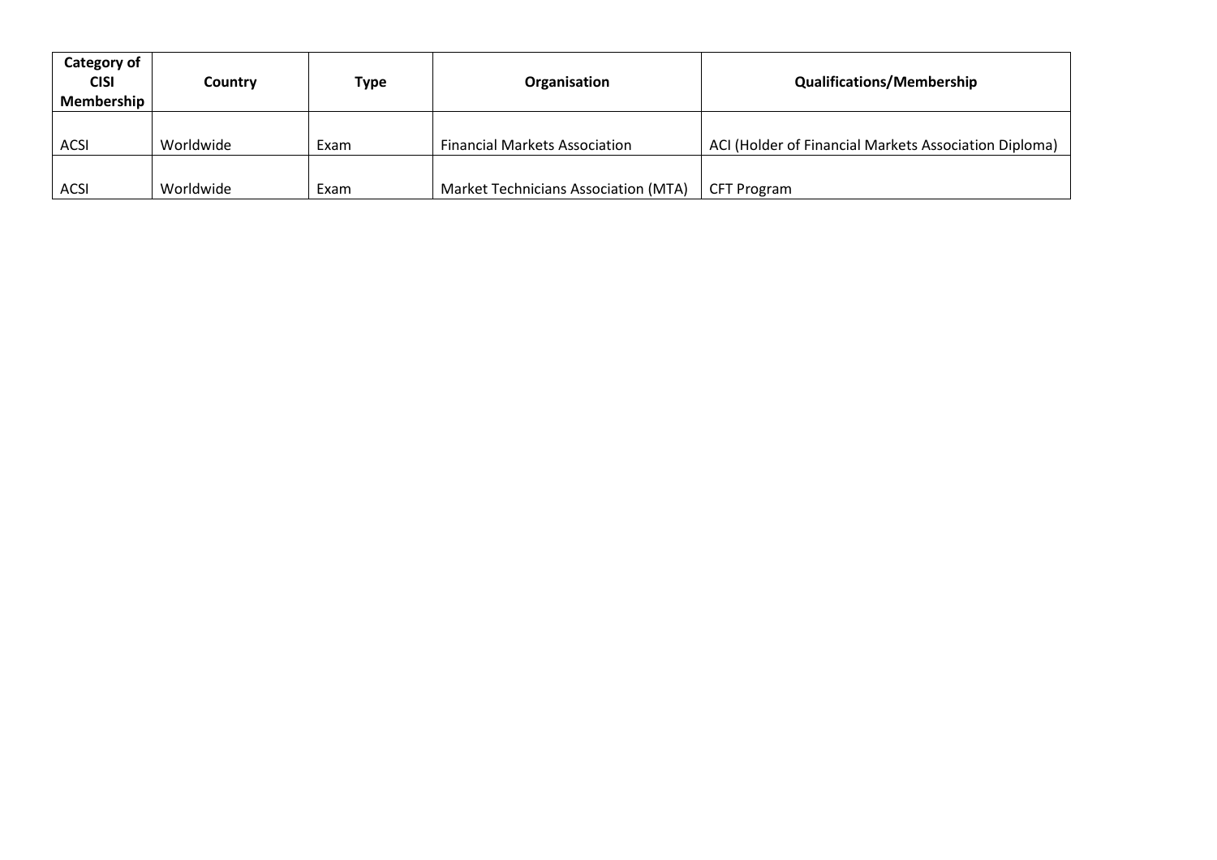| Category of CISI Membership | Country | Type | Organisation | Qualifications/Membership |
|---|---|---|---|---|
| ACSI | Worldwide | Exam | Financial Markets Association | ACI (Holder of Financial Markets Association Diploma) |
| ACSI | Worldwide | Exam | Market Technicians Association (MTA) | CFT Program |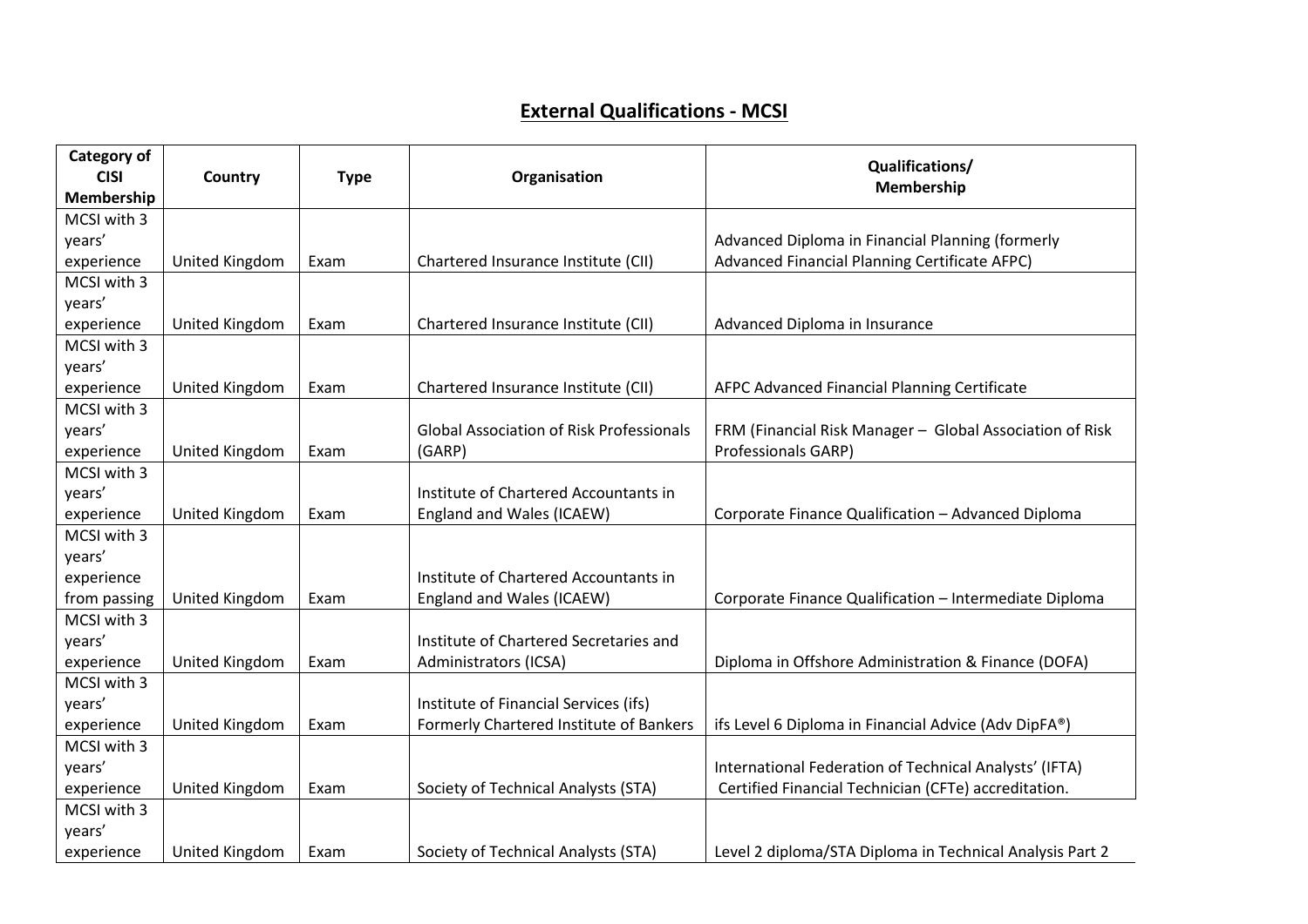## External Qualifications - MCSI

| Category of CISI Membership | Country | Type | Organisation | Qualifications/ Membership |
| --- | --- | --- | --- | --- |
| MCSI with 3 years' experience | United Kingdom | Exam | Chartered Insurance Institute (CII) | Advanced Diploma in Financial Planning (formerly Advanced Financial Planning Certificate AFPC) |
| MCSI with 3 years' experience | United Kingdom | Exam | Chartered Insurance Institute (CII) | Advanced Diploma in Insurance |
| MCSI with 3 years' experience | United Kingdom | Exam | Chartered Insurance Institute (CII) | AFPC Advanced Financial Planning Certificate |
| MCSI with 3 years' experience | United Kingdom | Exam | Global Association of Risk Professionals (GARP) | FRM (Financial Risk Manager – Global Association of Risk Professionals GARP) |
| MCSI with 3 years' experience | United Kingdom | Exam | Institute of Chartered Accountants in England and Wales (ICAEW) | Corporate Finance Qualification – Advanced Diploma |
| MCSI with 3 years' experience from passing | United Kingdom | Exam | Institute of Chartered Accountants in England and Wales (ICAEW) | Corporate Finance Qualification – Intermediate Diploma |
| MCSI with 3 years' experience | United Kingdom | Exam | Institute of Chartered Secretaries and Administrators (ICSA) | Diploma in Offshore Administration & Finance (DOFA) |
| MCSI with 3 years' experience | United Kingdom | Exam | Institute of Financial Services (ifs) Formerly Chartered Institute of Bankers | ifs Level 6 Diploma in Financial Advice (Adv DipFA®) |
| MCSI with 3 years' experience | United Kingdom | Exam | Society of Technical Analysts (STA) | International Federation of Technical Analysts' (IFTA) Certified Financial Technician (CFTe) accreditation. |
| MCSI with 3 years' experience | United Kingdom | Exam | Society of Technical Analysts (STA) | Level 2 diploma/STA Diploma in Technical Analysis Part 2 |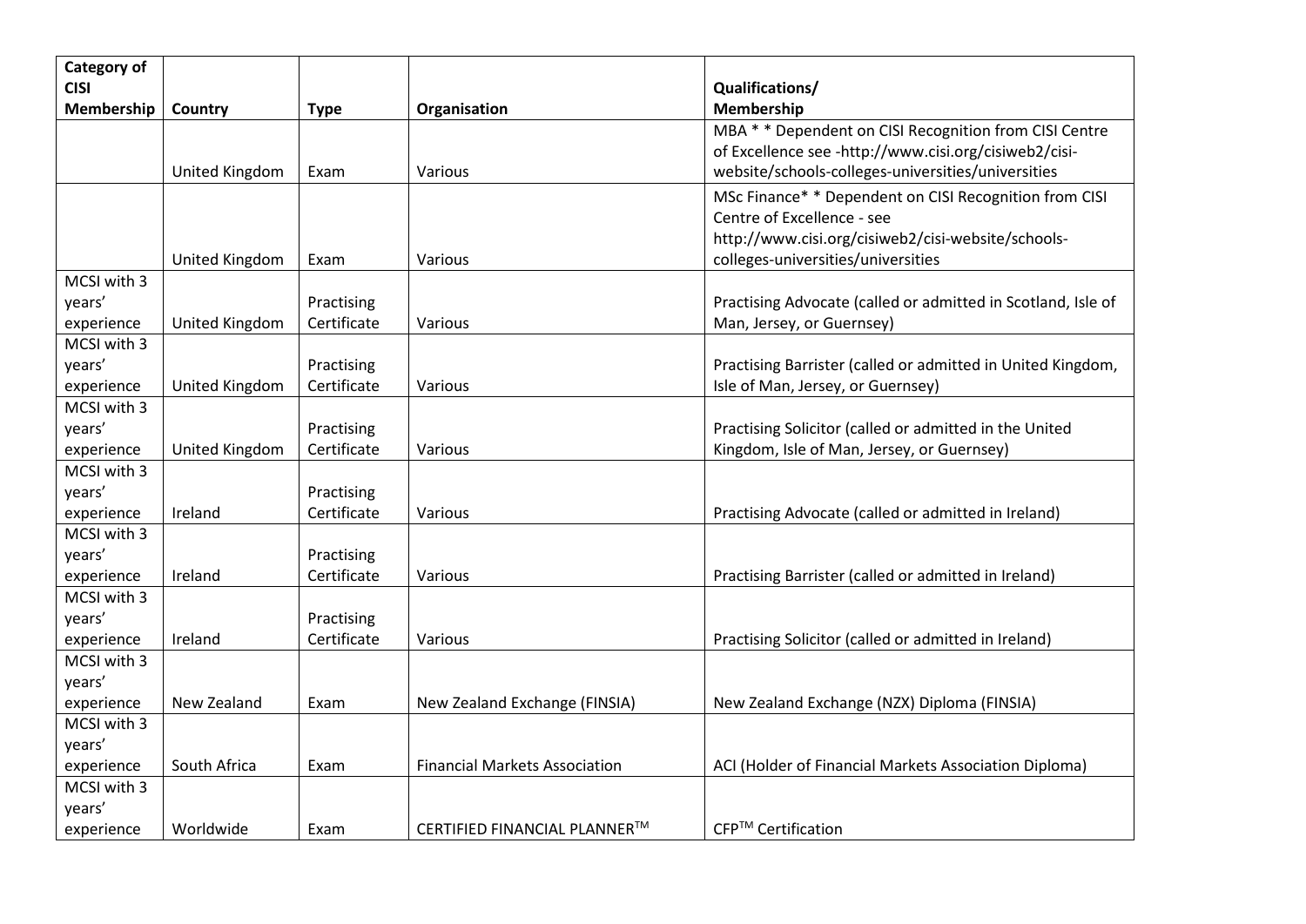| Category of CISI Membership | Country | Type | Organisation | Qualifications/ Membership |
|---|---|---|---|---|
| | United Kingdom | Exam | Various | MBA * * Dependent on CISI Recognition from CISI Centre of Excellence see -http://www.cisi.org/cisiweb2/cisi-website/schools-colleges-universities/universities |
| | United Kingdom | Exam | Various | MSc Finance* * Dependent on CISI Recognition from CISI Centre of Excellence - see http://www.cisi.org/cisiweb2/cisi-website/schools-colleges-universities/universities |
| MCSI with 3 years' experience | United Kingdom | Practising Certificate | Various | Practising Advocate (called or admitted in Scotland, Isle of Man, Jersey, or Guernsey) |
| MCSI with 3 years' experience | United Kingdom | Practising Certificate | Various | Practising Barrister (called or admitted in United Kingdom, Isle of Man, Jersey, or Guernsey) |
| MCSI with 3 years' experience | United Kingdom | Practising Certificate | Various | Practising Solicitor (called or admitted in the United Kingdom, Isle of Man, Jersey, or Guernsey) |
| MCSI with 3 years' experience | Ireland | Practising Certificate | Various | Practising Advocate (called or admitted in Ireland) |
| MCSI with 3 years' experience | Ireland | Practising Certificate | Various | Practising Barrister (called or admitted in Ireland) |
| MCSI with 3 years' experience | Ireland | Practising Certificate | Various | Practising Solicitor (called or admitted in Ireland) |
| MCSI with 3 years' experience | New Zealand | Exam | New Zealand Exchange (FINSIA) | New Zealand Exchange (NZX) Diploma (FINSIA) |
| MCSI with 3 years' experience | South Africa | Exam | Financial Markets Association | ACI (Holder of Financial Markets Association Diploma) |
| MCSI with 3 years' experience | Worldwide | Exam | CERTIFIED FINANCIAL PLANNER™ | CFP™ Certification |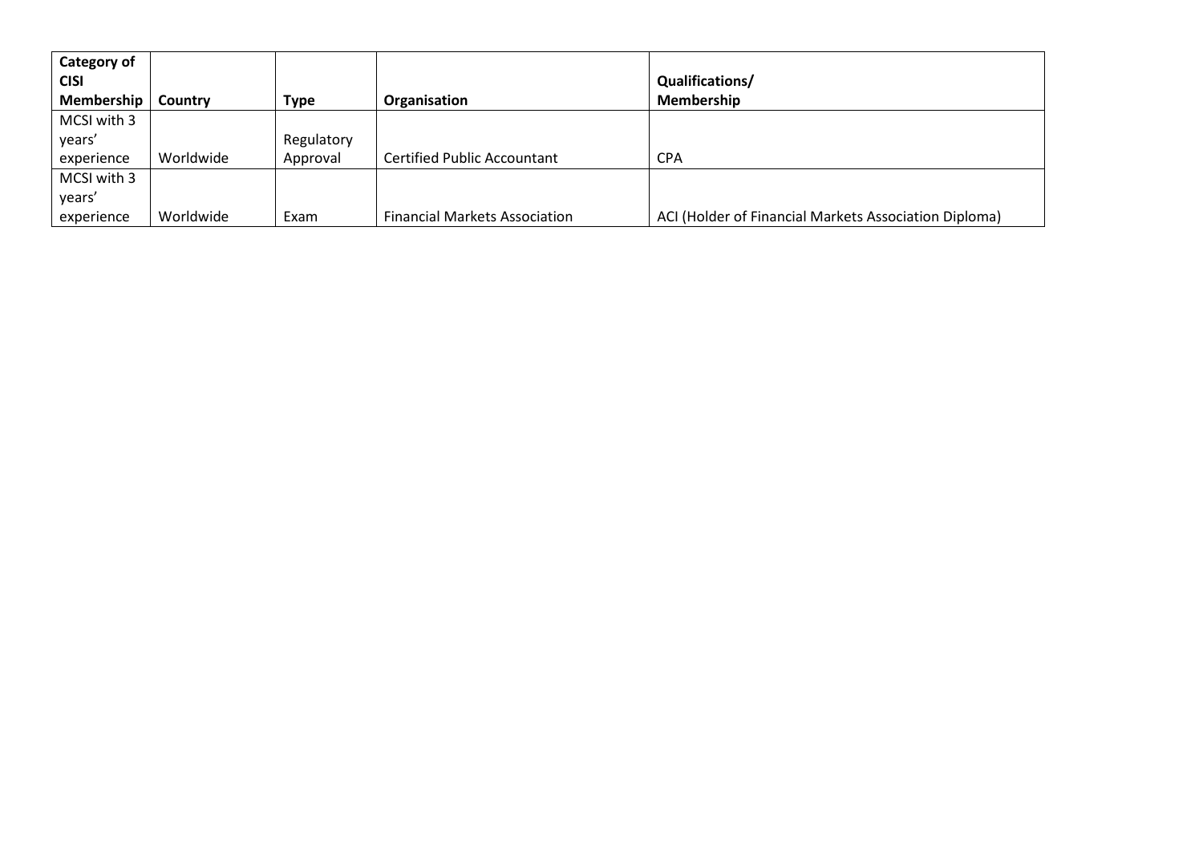| Category of CISI Membership | Country | Type | Organisation | Qualifications/ Membership |
|---|---|---|---|---|
| MCSI with 3 years' experience | Worldwide | Regulatory Approval | Certified Public Accountant | CPA |
| MCSI with 3 years' experience | Worldwide | Exam | Financial Markets Association | ACI (Holder of Financial Markets Association Diploma) |